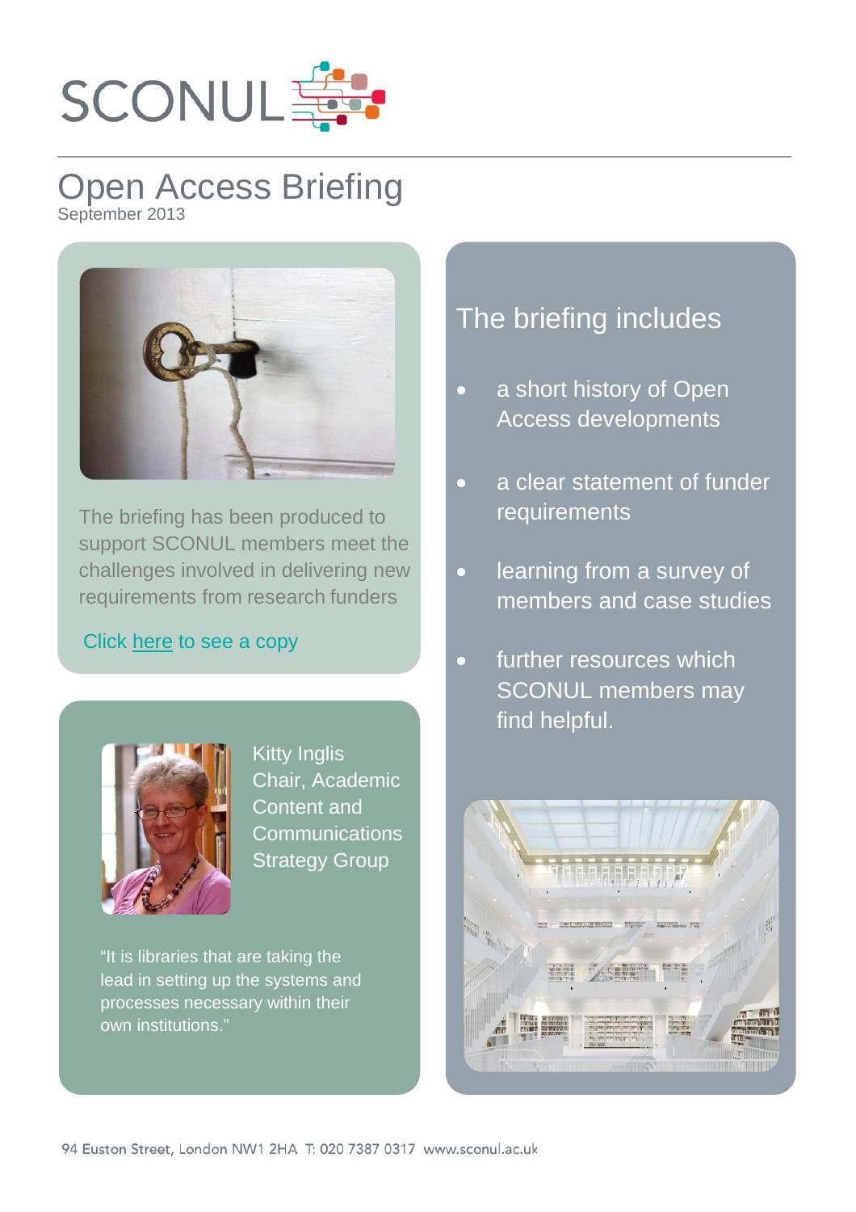SCONUL

# Open Access Briefing

September 2013

The briefing has been produced to support SCONUL members meet the challenges involved in delivering new requirements from research funders

Click here to see a copy

Kitty Inglis
Chair, Academic Content and Communications Strategy Group

"It is libraries that are taking the lead in setting up the systems and processes necessary within their own institutions."

## The briefing includes

- a short history of Open Access developments
- a clear statement of funder requirements
- learning from a survey of members and case studies
- further resources which SCONUL members may find helpful.

94 Euston Street, London NW1 2HA T: 020 7387 0317 www.sconul.ac.uk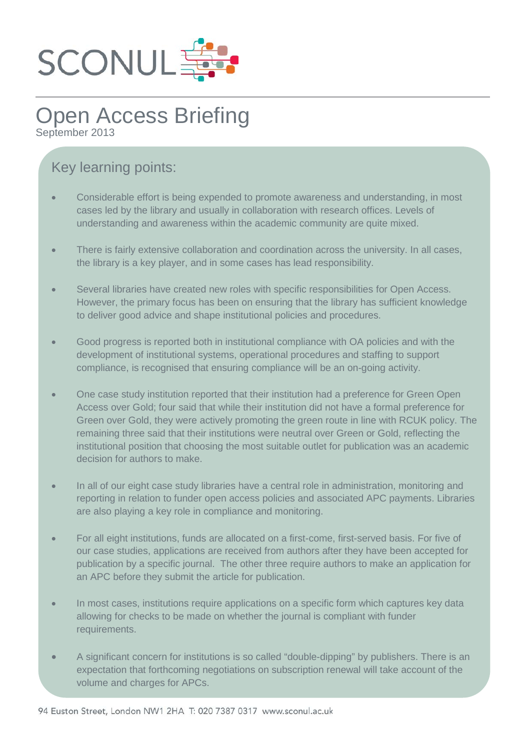SCONUL

# Open Access Briefing

September 2013

## Key learning points:

- Considerable effort is being expended to promote awareness and understanding, in most cases led by the library and usually in collaboration with research offices. Levels of understanding and awareness within the academic community are quite mixed.

- There is fairly extensive collaboration and coordination across the university. In all cases, the library is a key player, and in some cases has lead responsibility.

- Several libraries have created new roles with specific responsibilities for Open Access. However, the primary focus has been on ensuring that the library has sufficient knowledge to deliver good advice and shape institutional policies and procedures.

- Good progress is reported both in institutional compliance with OA policies and with the development of institutional systems, operational procedures and staffing to support compliance, is recognised that ensuring compliance will be an on-going activity.

- One case study institution reported that their institution had a preference for Green Open Access over Gold; four said that while their institution did not have a formal preference for Green over Gold, they were actively promoting the green route in line with RCUK policy. The remaining three said that their institutions were neutral over Green or Gold, reflecting the institutional position that choosing the most suitable outlet for publication was an academic decision for authors to make.

- In all of our eight case study libraries have a central role in administration, monitoring and reporting in relation to funder open access policies and associated APC payments. Libraries are also playing a key role in compliance and monitoring.

- For all eight institutions, funds are allocated on a first-come, first-served basis. For five of our case studies, applications are received from authors after they have been accepted for publication by a specific journal. The other three require authors to make an application for an APC before they submit the article for publication.

- In most cases, institutions require applications on a specific form which captures key data allowing for checks to be made on whether the journal is compliant with funder requirements.

- A significant concern for institutions is so called "double-dipping" by publishers. There is an expectation that forthcoming negotiations on subscription renewal will take account of the volume and charges for APCs.